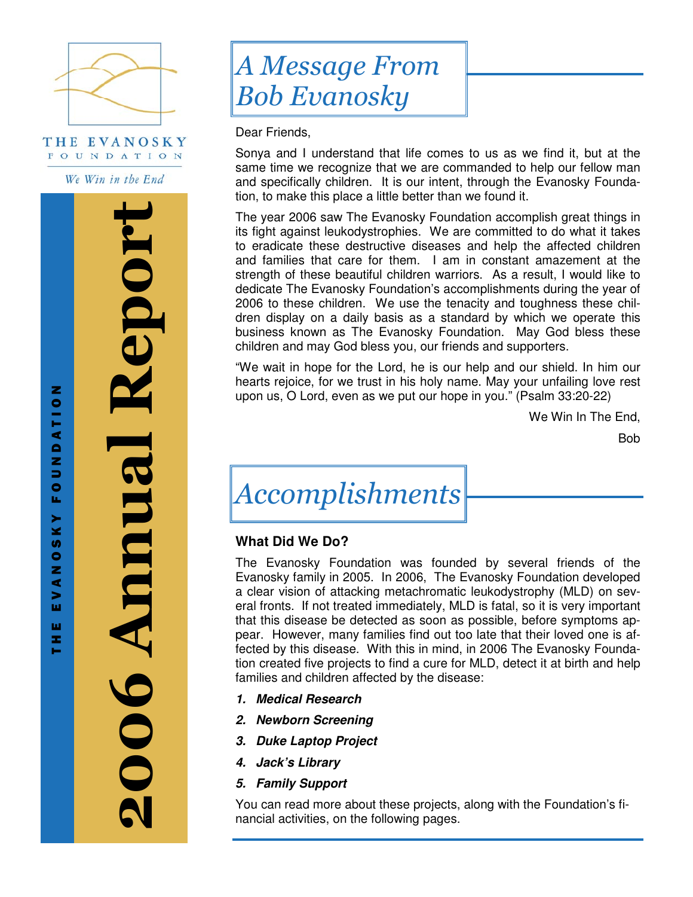THE EVANOSKY FOUNDATION

*We Win in the End*

# 2006 Annual Report

THE EVANOSKY FOUNDATION

## *A Message From Bob Evanosky*

Dear Friends,

Sonya and I understand that life comes to us as we find it, but at the same time we recognize that we are commanded to help our fellow man and specifically children. It is our intent, through the Evanosky Foundation, to make this place a little better than we found it.

The year 2006 saw The Evanosky Foundation accomplish great things in its fight against leukodystrophies. We are committed to do what it takes to eradicate these destructive diseases and help the affected children and families that care for them. I am in constant amazement at the strength of these beautiful children warriors. As a result, I would like to dedicate The Evanosky Foundation's accomplishments during the year of 2006 to these children. We use the tenacity and toughness these children display on a daily basis as a standard by which we operate this business known as The Evanosky Foundation. May God bless these children and may God bless you, our friends and supporters.

"We wait in hope for the Lord, he is our help and our shield. In him our hearts rejoice, for we trust in his holy name. May your unfailing love rest upon us, O Lord, even as we put our hope in you." (Psalm 33:20-22)

We Win In The End,

Bob

## *Accomplishments*

### What Did We Do?

The Evanosky Foundation was founded by several friends of the Evanosky family in 2005. In 2006, The Evanosky Foundation developed a clear vision of attacking metachromatic leukodystrophy (MLD) on several fronts. If not treated immediately, MLD is fatal, so it is very important that this disease be detected as soon as possible, before symptoms appear. However, many families find out too late that their loved one is affected by this disease. With this in mind, in 2006 The Evanosky Foundation created five projects to find a cure for MLD, detect it at birth and help families and children affected by the disease:

1. ***Medical Research***
2. ***Newborn Screening***
3. ***Duke Laptop Project***
4. ***Jack's Library***
5. ***Family Support***

You can read more about these projects, along with the Foundation's financial activities, on the following pages.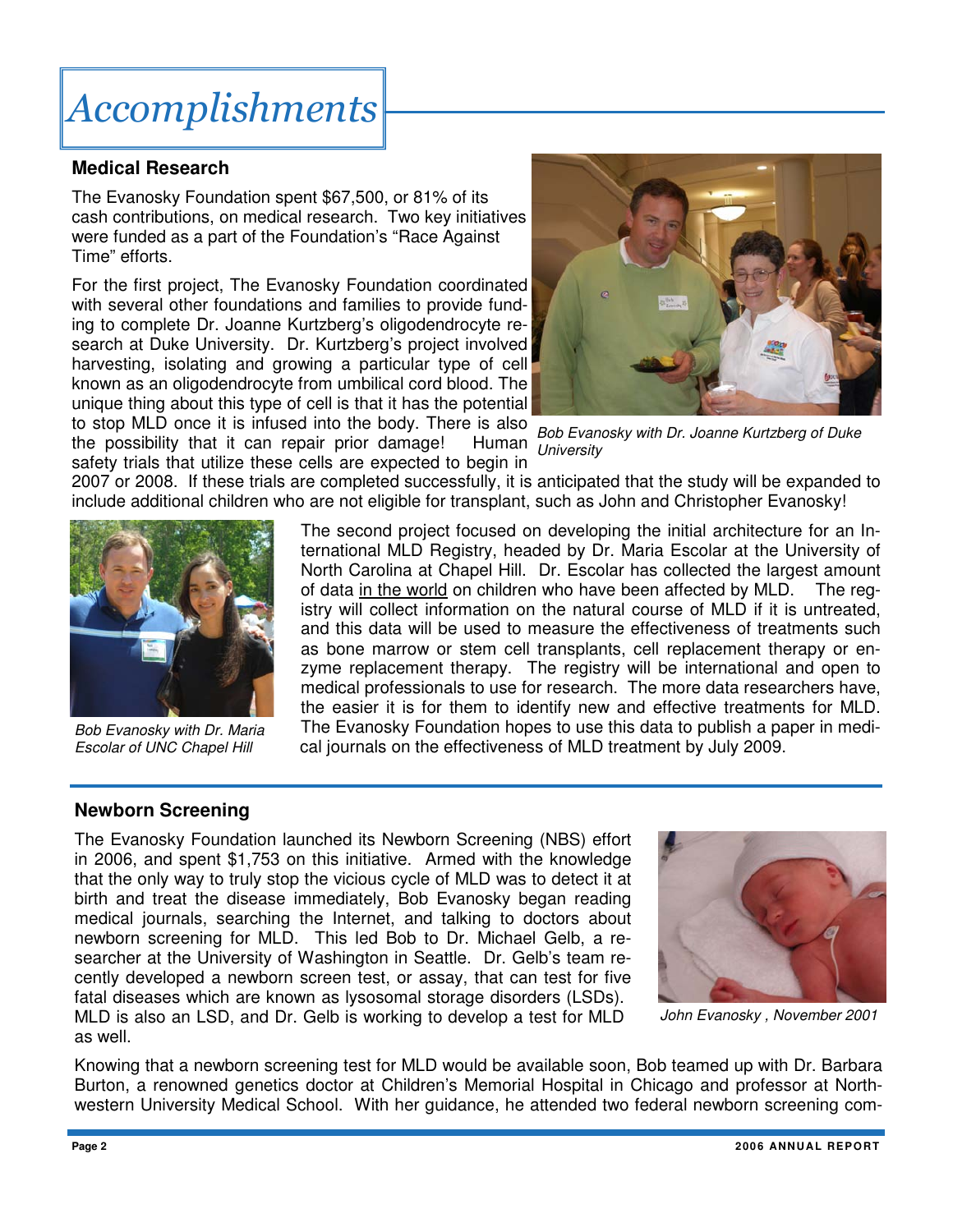# Accomplishments

## Medical Research

The Evanosky Foundation spent $67,500, or 81% of its cash contributions, on medical research. Two key initiatives were funded as a part of the Foundation's "Race Against Time" efforts.

For the first project, The Evanosky Foundation coordinated with several other foundations and families to provide funding to complete Dr. Joanne Kurtzberg's oligodendrocyte research at Duke University. Dr. Kurtzberg's project involved harvesting, isolating and growing a particular type of cell known as an oligodendrocyte from umbilical cord blood. The unique thing about this type of cell is that it has the potential to stop MLD once it is infused into the body. There is also the possibility that it can repair prior damage! Human safety trials that utilize these cells are expected to begin in 2007 or 2008. If these trials are completed successfully, it is anticipated that the study will be expanded to include additional children who are not eligible for transplant, such as John and Christopher Evanosky!

*Bob Evanosky with Dr. Joanne Kurtzberg of Duke University*

The second project focused on developing the initial architecture for an International MLD Registry, headed by Dr. Maria Escolar at the University of North Carolina at Chapel Hill. Dr. Escolar has collected the largest amount of data in the world on children who have been affected by MLD. The registry will collect information on the natural course of MLD if it is untreated, and this data will be used to measure the effectiveness of treatments such as bone marrow or stem cell transplants, cell replacement therapy or enzyme replacement therapy. The registry will be international and open to medical professionals to use for research. The more data researchers have, the easier it is for them to identify new and effective treatments for MLD. The Evanosky Foundation hopes to use this data to publish a paper in medical journals on the effectiveness of MLD treatment by July 2009.

*Bob Evanosky with Dr. Maria Escolar of UNC Chapel Hill*

## Newborn Screening

The Evanosky Foundation launched its Newborn Screening (NBS) effort in 2006, and spent $1,753 on this initiative. Armed with the knowledge that the only way to truly stop the vicious cycle of MLD was to detect it at birth and treat the disease immediately, Bob Evanosky began reading medical journals, searching the Internet, and talking to doctors about newborn screening for MLD. This led Bob to Dr. Michael Gelb, a researcher at the University of Washington in Seattle. Dr. Gelb's team recently developed a newborn screen test, or assay, that can test for five fatal diseases which are known as lysosomal storage disorders (LSDs). MLD is also an LSD, and Dr. Gelb is working to develop a test for MLD as well.

*John Evanosky , November 2001*

Knowing that a newborn screening test for MLD would be available soon, Bob teamed up with Dr. Barbara Burton, a renowned genetics doctor at Children's Memorial Hospital in Chicago and professor at Northwestern University Medical School. With her guidance, he attended two federal newborn screening com-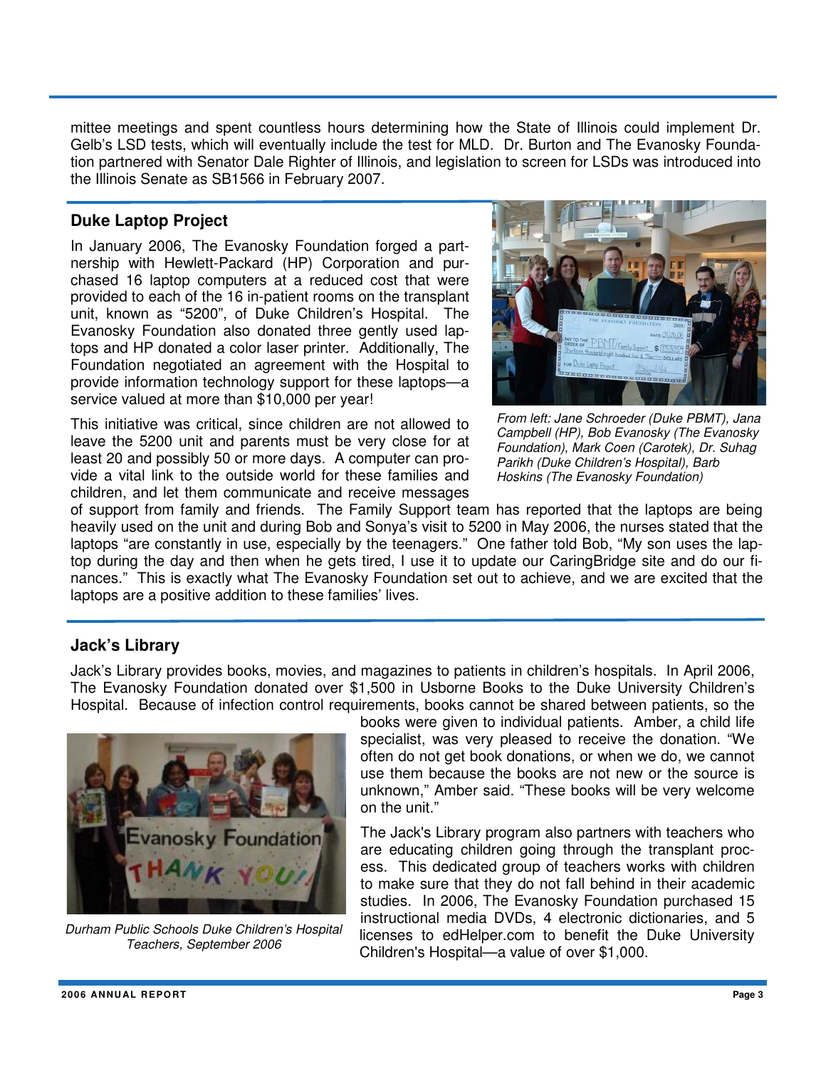mittee meetings and spent countless hours determining how the State of Illinois could implement Dr. Gelb's LSD tests, which will eventually include the test for MLD. Dr. Burton and The Evanosky Foundation partnered with Senator Dale Righter of Illinois, and legislation to screen for LSDs was introduced into the Illinois Senate as SB1566 in February 2007.

## Duke Laptop Project

In January 2006, The Evanosky Foundation forged a partnership with Hewlett-Packard (HP) Corporation and purchased 16 laptop computers at a reduced cost that were provided to each of the 16 in-patient rooms on the transplant unit, known as "5200", of Duke Children's Hospital. The Evanosky Foundation also donated three gently used laptops and HP donated a color laser printer. Additionally, The Foundation negotiated an agreement with the Hospital to provide information technology support for these laptops—a service valued at more than $10,000 per year!

*From left: Jane Schroeder (Duke PBMT), Jana Campbell (HP), Bob Evanosky (The Evanosky Foundation), Mark Coen (Carotek), Dr. Suhag Parikh (Duke Children's Hospital), Barb Hoskins (The Evanosky Foundation)*

This initiative was critical, since children are not allowed to leave the 5200 unit and parents must be very close for at least 20 and possibly 50 or more days. A computer can provide a vital link to the outside world for these families and children, and let them communicate and receive messages of support from family and friends. The Family Support team has reported that the laptops are being heavily used on the unit and during Bob and Sonya's visit to 5200 in May 2006, the nurses stated that the laptops "are constantly in use, especially by the teenagers." One father told Bob, "My son uses the laptop during the day and then when he gets tired, I use it to update our CaringBridge site and do our finances." This is exactly what The Evanosky Foundation set out to achieve, and we are excited that the laptops are a positive addition to these families' lives.

## Jack's Library

Jack's Library provides books, movies, and magazines to patients in children's hospitals. In April 2006, The Evanosky Foundation donated over $1,500 in Usborne Books to the Duke University Children's Hospital. Because of infection control requirements, books cannot be shared between patients, so the books were given to individual patients. Amber, a child life specialist, was very pleased to receive the donation. "We often do not get book donations, or when we do, we cannot use them because the books are not new or the source is unknown," Amber said. "These books will be very welcome on the unit."

*Durham Public Schools Duke Children's Hospital Teachers, September 2006*

The Jack's Library program also partners with teachers who are educating children going through the transplant process. This dedicated group of teachers works with children to make sure that they do not fall behind in their academic studies. In 2006, The Evanosky Foundation purchased 15 instructional media DVDs, 4 electronic dictionaries, and 5 licenses to edHelper.com to benefit the Duke University Children's Hospital—a value of over $1,000.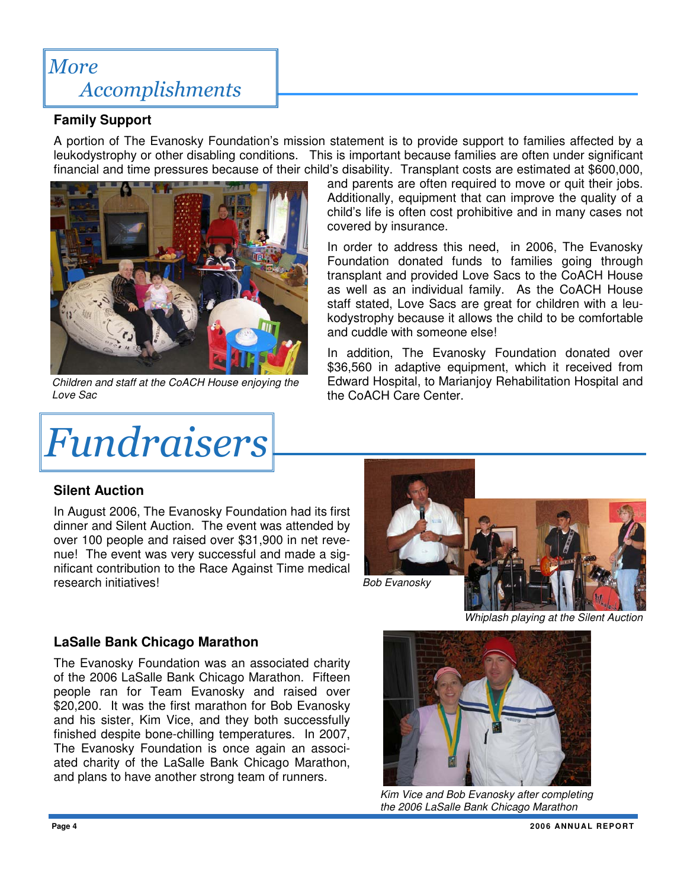# More Accomplishments

### Family Support

A portion of The Evanosky Foundation's mission statement is to provide support to families affected by a leukodystrophy or other disabling conditions. This is important because families are often under significant financial and time pressures because of their child's disability. Transplant costs are estimated at $600,000, and parents are often required to move or quit their jobs. Additionally, equipment that can improve the quality of a child's life is often cost prohibitive and in many cases not covered by insurance.

*Children and staff at the CoACH House enjoying the Love Sac*

In order to address this need, in 2006, The Evanosky Foundation donated funds to families going through transplant and provided Love Sacs to the CoACH House as well as an individual family. As the CoACH House staff stated, Love Sacs are great for children with a leukodystrophy because it allows the child to be comfortable and cuddle with someone else!

In addition, The Evanosky Foundation donated over $36,560 in adaptive equipment, which it received from Edward Hospital, to Marianjoy Rehabilitation Hospital and the CoACH Care Center.

# Fundraisers

### Silent Auction

In August 2006, The Evanosky Foundation had its first dinner and Silent Auction. The event was attended by over 100 people and raised over $31,900 in net revenue! The event was very successful and made a significant contribution to the Race Against Time medical research initiatives!

*Bob Evanosky*

*Whiplash playing at the Silent Auction*

### LaSalle Bank Chicago Marathon

The Evanosky Foundation was an associated charity of the 2006 LaSalle Bank Chicago Marathon. Fifteen people ran for Team Evanosky and raised over $20,200. It was the first marathon for Bob Evanosky and his sister, Kim Vice, and they both successfully finished despite bone-chilling temperatures. In 2007, The Evanosky Foundation is once again an associated charity of the LaSalle Bank Chicago Marathon, and plans to have another strong team of runners.

*Kim Vice and Bob Evanosky after completing the 2006 LaSalle Bank Chicago Marathon*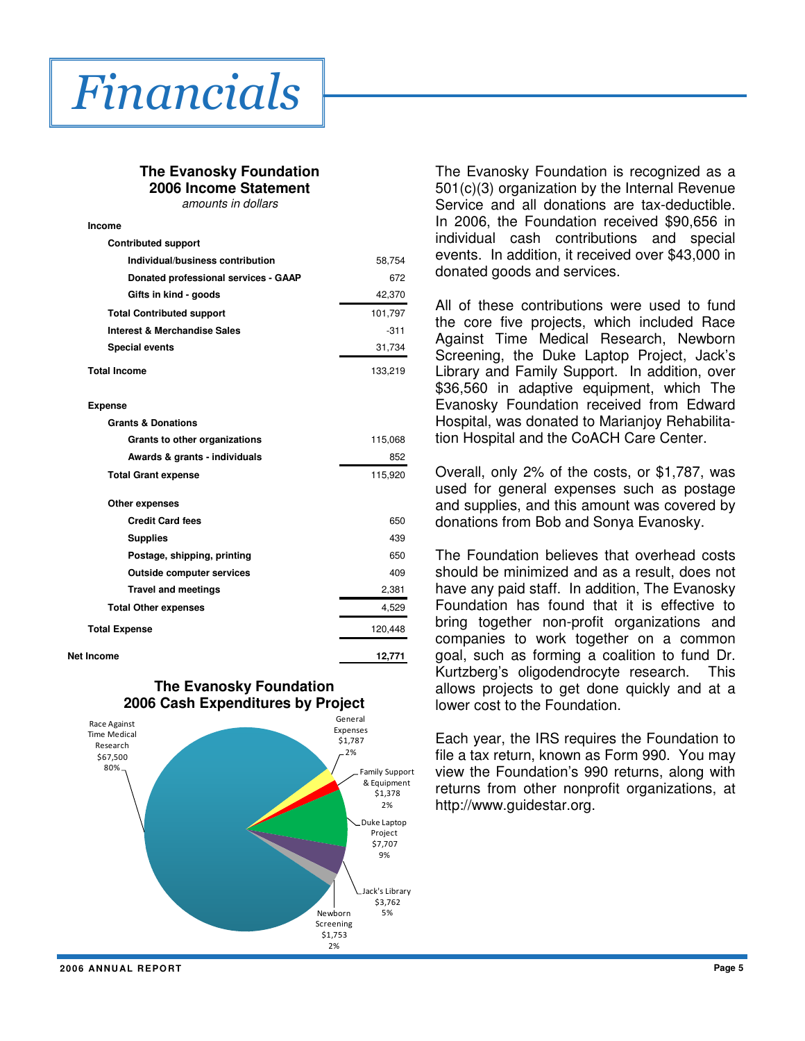# Financials

**The Evanosky Foundation**
**2006 Income Statement**
*amounts in dollars*

| | |
|---|---|
| **Income** | |
| **Contributed support** | |
| **Individual/business contribution** | 58,754 |
| **Donated professional services - GAAP** | 672 |
| **Gifts in kind - goods** | 42,370 |
| **Total Contributed support** | 101,797 |
| **Interest & Merchandise Sales** | -311 |
| **Special events** | 31,734 |
| **Total Income** | 133,219 |
| **Expense** | |
| **Grants & Donations** | |
| **Grants to other organizations** | 115,068 |
| **Awards & grants - individuals** | 852 |
| **Total Grant expense** | 115,920 |
| **Other expenses** | |
| **Credit Card fees** | 650 |
| **Supplies** | 439 |
| **Postage, shipping, printing** | 650 |
| **Outside computer services** | 409 |
| **Travel and meetings** | 2,381 |
| **Total Other expenses** | 4,529 |
| **Total Expense** | 120,448 |
| **Net Income** | **12,771** |

**The Evanosky Foundation**
**2006 Cash Expenditures by Project**

| Project | Amount | Percent |
|---|---|---|
| Race Against Time Medical Research | $67,500 | 80% |
| General Expenses | $1,787 | 2% |
| Family Support & Equipment | $1,378 | 2% |
| Duke Laptop Project | $7,707 | 9% |
| Jack's Library | $3,762 | 5% |
| Newborn Screening | $1,753 | 2% |

The Evanosky Foundation is recognized as a 501(c)(3) organization by the Internal Revenue Service and all donations are tax-deductible. In 2006, the Foundation received $90,656 in individual cash contributions and special events. In addition, it received over $43,000 in donated goods and services.

All of these contributions were used to fund the core five projects, which included Race Against Time Medical Research, Newborn Screening, the Duke Laptop Project, Jack's Library and Family Support. In addition, over $36,560 in adaptive equipment, which The Evanosky Foundation received from Edward Hospital, was donated to Marianjoy Rehabilitation Hospital and the CoACH Care Center.

Overall, only 2% of the costs, or $1,787, was used for general expenses such as postage and supplies, and this amount was covered by donations from Bob and Sonya Evanosky.

The Foundation believes that overhead costs should be minimized and as a result, does not have any paid staff. In addition, The Evanosky Foundation has found that it is effective to bring together non-profit organizations and companies to work together on a common goal, such as forming a coalition to fund Dr. Kurtzberg's oligodendrocyte research. This allows projects to get done quickly and at a lower cost to the Foundation.

Each year, the IRS requires the Foundation to file a tax return, known as Form 990. You may view the Foundation's 990 returns, along with returns from other nonprofit organizations, at http://www.guidestar.org.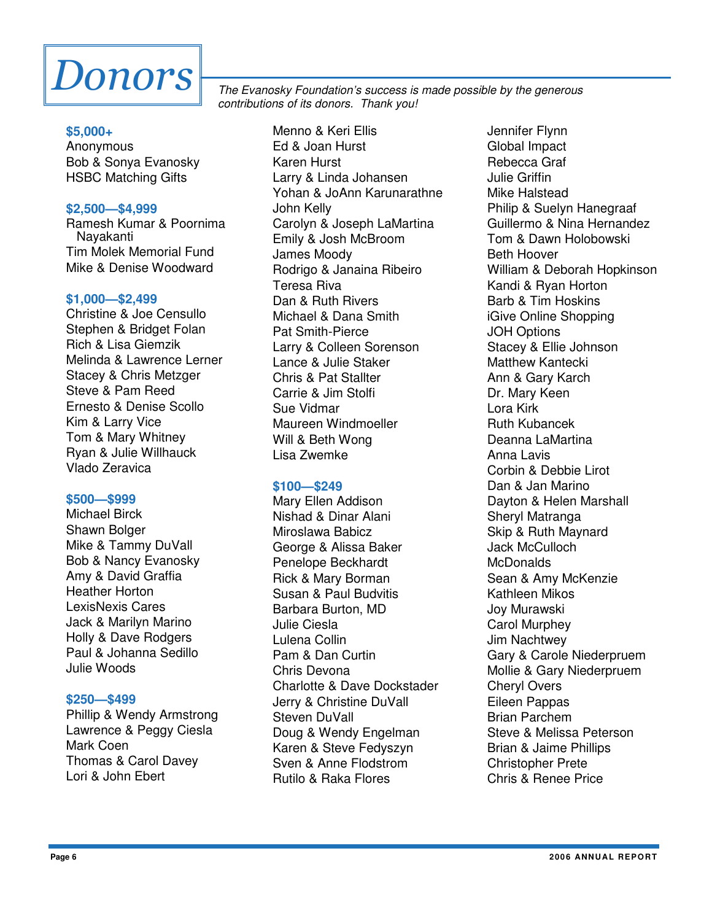# Donors

*The Evanosky Foundation's success is made possible by the generous contributions of its donors. Thank you!*

**$5,000+**

Anonymous
Bob & Sonya Evanosky
HSBC Matching Gifts

**$2,500—$4,999**

Ramesh Kumar & Poornima Nayakanti
Tim Molek Memorial Fund
Mike & Denise Woodward

**$1,000—$2,499**

Christine & Joe Censullo
Stephen & Bridget Folan
Rich & Lisa Giemzik
Melinda & Lawrence Lerner
Stacey & Chris Metzger
Steve & Pam Reed
Ernesto & Denise Scollo
Kim & Larry Vice
Tom & Mary Whitney
Ryan & Julie Willhauck
Vlado Zeravica

**$500—$999**

Michael Birck
Shawn Bolger
Mike & Tammy DuVall
Bob & Nancy Evanosky
Amy & David Graffia
Heather Horton
LexisNexis Cares
Jack & Marilyn Marino
Holly & Dave Rodgers
Paul & Johanna Sedillo
Julie Woods

**$250—$499**

Phillip & Wendy Armstrong
Lawrence & Peggy Ciesla
Mark Coen
Thomas & Carol Davey
Lori & John Ebert
Menno & Keri Ellis
Ed & Joan Hurst
Karen Hurst
Larry & Linda Johansen
Yohan & JoAnn Karunarathne
John Kelly
Carolyn & Joseph LaMartina
Emily & Josh McBroom
James Moody
Rodrigo & Janaina Ribeiro
Teresa Riva
Dan & Ruth Rivers
Michael & Dana Smith
Pat Smith-Pierce
Larry & Colleen Sorenson
Lance & Julie Staker
Chris & Pat Stallter
Carrie & Jim Stolfi
Sue Vidmar
Maureen Windmoeller
Will & Beth Wong
Lisa Zwemke

**$100—$249**

Mary Ellen Addison
Nishad & Dinar Alani
Miroslawa Babicz
George & Alissa Baker
Penelope Beckhardt
Rick & Mary Borman
Susan & Paul Budvitis
Barbara Burton, MD
Julie Ciesla
Lulena Collin
Pam & Dan Curtin
Chris Devona
Charlotte & Dave Dockstader
Jerry & Christine DuVall
Steven DuVall
Doug & Wendy Engelman
Karen & Steve Fedyszyn
Sven & Anne Flodstrom
Rutilo & Raka Flores
Jennifer Flynn
Global Impact
Rebecca Graf
Julie Griffin
Mike Halstead
Philip & Suelyn Hanegraaf
Guillermo & Nina Hernandez
Tom & Dawn Holobowski
Beth Hoover
William & Deborah Hopkinson
Kandi & Ryan Horton
Barb & Tim Hoskins
iGive Online Shopping
JOH Options
Stacey & Ellie Johnson
Matthew Kantecki
Ann & Gary Karch
Dr. Mary Keen
Lora Kirk
Ruth Kubancek
Deanna LaMartina
Anna Lavis
Corbin & Debbie Lirot
Dan & Jan Marino
Dayton & Helen Marshall
Sheryl Matranga
Skip & Ruth Maynard
Jack McCulloch
McDonalds
Sean & Amy McKenzie
Kathleen Mikos
Joy Murawski
Carol Murphey
Jim Nachtwey
Gary & Carole Niederpruem
Mollie & Gary Niederpruem
Cheryl Overs
Eileen Pappas
Brian Parchem
Steve & Melissa Peterson
Brian & Jaime Phillips
Christopher Prete
Chris & Renee Price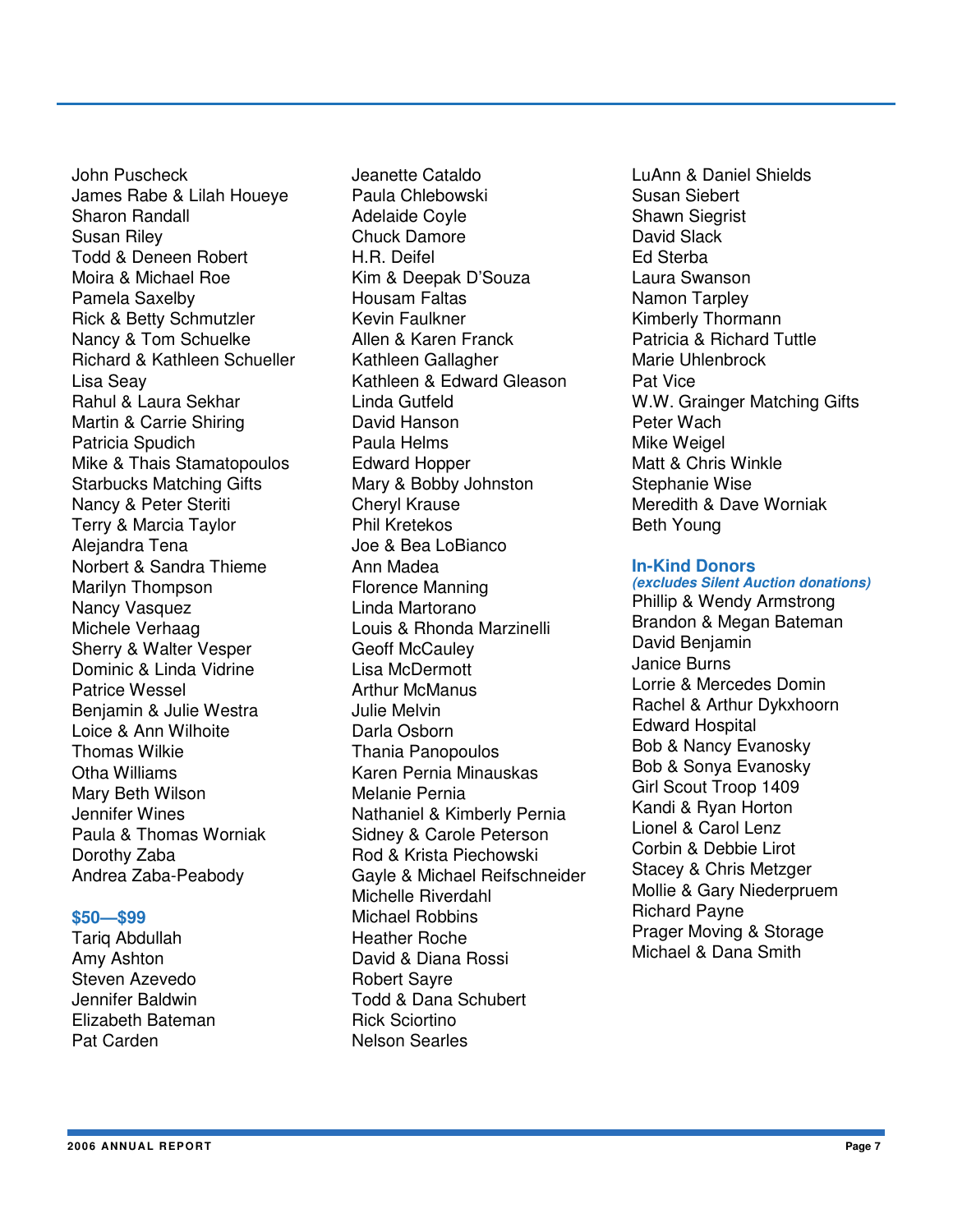John Puscheck
James Rabe & Lilah Houeye
Sharon Randall
Susan Riley
Todd & Deneen Robert
Moira & Michael Roe
Pamela Saxelby
Rick & Betty Schmutzler
Nancy & Tom Schuelke
Richard & Kathleen Schueller
Lisa Seay
Rahul & Laura Sekhar
Martin & Carrie Shiring
Patricia Spudich
Mike & Thais Stamatopoulos
Starbucks Matching Gifts
Nancy & Peter Steriti
Terry & Marcia Taylor
Alejandra Tena
Norbert & Sandra Thieme
Marilyn Thompson
Nancy Vasquez
Michele Verhaag
Sherry & Walter Vesper
Dominic & Linda Vidrine
Patrice Wessel
Benjamin & Julie Westra
Loice & Ann Wilhoite
Thomas Wilkie
Otha Williams
Mary Beth Wilson
Jennifer Wines
Paula & Thomas Worniak
Dorothy Zaba
Andrea Zaba-Peabody

### $50—$99

Tariq Abdullah
Amy Ashton
Steven Azevedo
Jennifer Baldwin
Elizabeth Bateman
Pat Carden
Jeanette Cataldo
Paula Chlebowski
Adelaide Coyle
Chuck Damore
H.R. Deifel
Kim & Deepak D'Souza
Housam Faltas
Kevin Faulkner
Allen & Karen Franck
Kathleen Gallagher
Kathleen & Edward Gleason
Linda Gutfeld
David Hanson
Paula Helms
Edward Hopper
Mary & Bobby Johnston
Cheryl Krause
Phil Kretekos
Joe & Bea LoBianco
Ann Madea
Florence Manning
Linda Martorano
Louis & Rhonda Marzinelli
Geoff McCauley
Lisa McDermott
Arthur McManus
Julie Melvin
Darla Osborn
Thania Panopoulos
Karen Pernia Minauskas
Melanie Pernia
Nathaniel & Kimberly Pernia
Sidney & Carole Peterson
Rod & Krista Piechowski
Gayle & Michael Reifschneider
Michelle Riverdahl
Michael Robbins
Heather Roche
David & Diana Rossi
Robert Sayre
Todd & Dana Schubert
Rick Sciortino
Nelson Searles
LuAnn & Daniel Shields
Susan Siebert
Shawn Siegrist
David Slack
Ed Sterba
Laura Swanson
Namon Tarpley
Kimberly Thormann
Patricia & Richard Tuttle
Marie Uhlenbrock
Pat Vice
W.W. Grainger Matching Gifts
Peter Wach
Mike Weigel
Matt & Chris Winkle
Stephanie Wise
Meredith & Dave Worniak
Beth Young

### In-Kind Donors

***(excludes Silent Auction donations)***

Phillip & Wendy Armstrong
Brandon & Megan Bateman
David Benjamin
Janice Burns
Lorrie & Mercedes Domin
Rachel & Arthur Dykxhoorn
Edward Hospital
Bob & Nancy Evanosky
Bob & Sonya Evanosky
Girl Scout Troop 1409
Kandi & Ryan Horton
Lionel & Carol Lenz
Corbin & Debbie Lirot
Stacey & Chris Metzger
Mollie & Gary Niederpruem
Richard Payne
Prager Moving & Storage
Michael & Dana Smith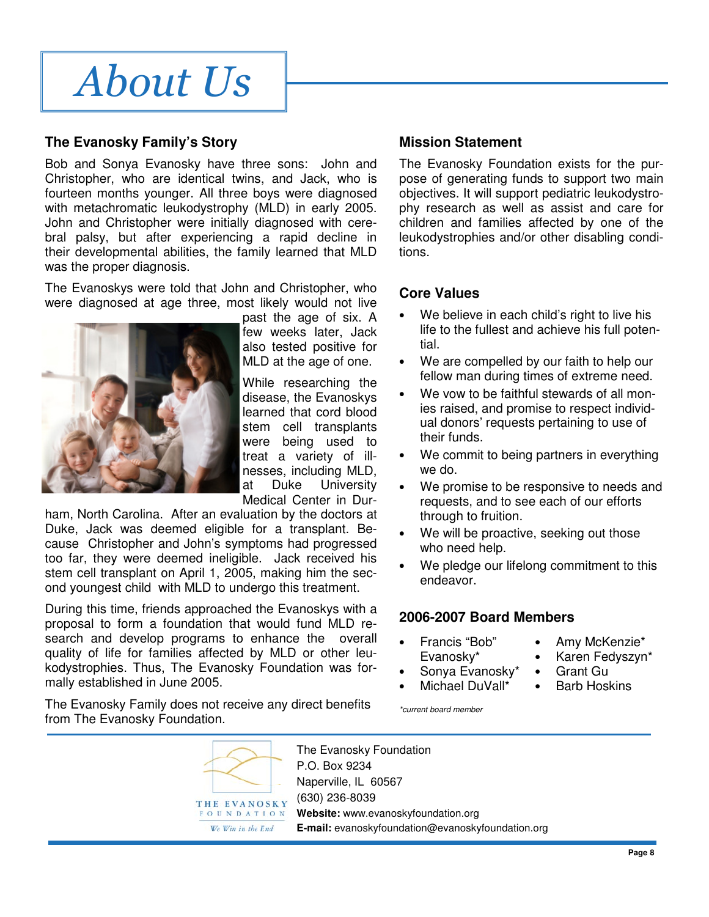# About Us

## The Evanosky Family's Story

Bob and Sonya Evanosky have three sons: John and Christopher, who are identical twins, and Jack, who is fourteen months younger. All three boys were diagnosed with metachromatic leukodystrophy (MLD) in early 2005. John and Christopher were initially diagnosed with cerebral palsy, but after experiencing a rapid decline in their developmental abilities, the family learned that MLD was the proper diagnosis.

The Evanoskys were told that John and Christopher, who were diagnosed at age three, most likely would not live past the age of six. A few weeks later, Jack also tested positive for MLD at the age of one.

While researching the disease, the Evanoskys learned that cord blood stem cell transplants were being used to treat a variety of illnesses, including MLD, at Duke University Medical Center in Durham, North Carolina. After an evaluation by the doctors at Duke, Jack was deemed eligible for a transplant. Because Christopher and John's symptoms had progressed too far, they were deemed ineligible. Jack received his stem cell transplant on April 1, 2005, making him the second youngest child with MLD to undergo this treatment.

During this time, friends approached the Evanoskys with a proposal to form a foundation that would fund MLD research and develop programs to enhance the overall quality of life for families affected by MLD or other leukodystrophies. Thus, The Evanosky Foundation was formally established in June 2005.

The Evanosky Family does not receive any direct benefits from The Evanosky Foundation.

## Mission Statement

The Evanosky Foundation exists for the purpose of generating funds to support two main objectives. It will support pediatric leukodystrophy research as well as assist and care for children and families affected by one of the leukodystrophies and/or other disabling conditions.

## Core Values

- We believe in each child's right to live his life to the fullest and achieve his full potential.
- We are compelled by our faith to help our fellow man during times of extreme need.
- We vow to be faithful stewards of all monies raised, and promise to respect individual donors' requests pertaining to use of their funds.
- We commit to being partners in everything we do.
- We promise to be responsive to needs and requests, and to see each of our efforts through to fruition.
- We will be proactive, seeking out those who need help.
- We pledge our lifelong commitment to this endeavor.

## 2006-2007 Board Members

- Francis "Bob" Evanosky*
- Sonya Evanosky*
- Michael DuVall*
- Amy McKenzie*
- Karen Fedyszyn*
- Grant Gu
- Barb Hoskins

*current board member

THE EVANOSKY FOUNDATION
*We Win in the End*

The Evanosky Foundation
P.O. Box 9234
Naperville, IL 60567
(630) 236-8039
**Website:** www.evanoskyfoundation.org
**E-mail:** evanoskyfoundation@evanoskyfoundation.org